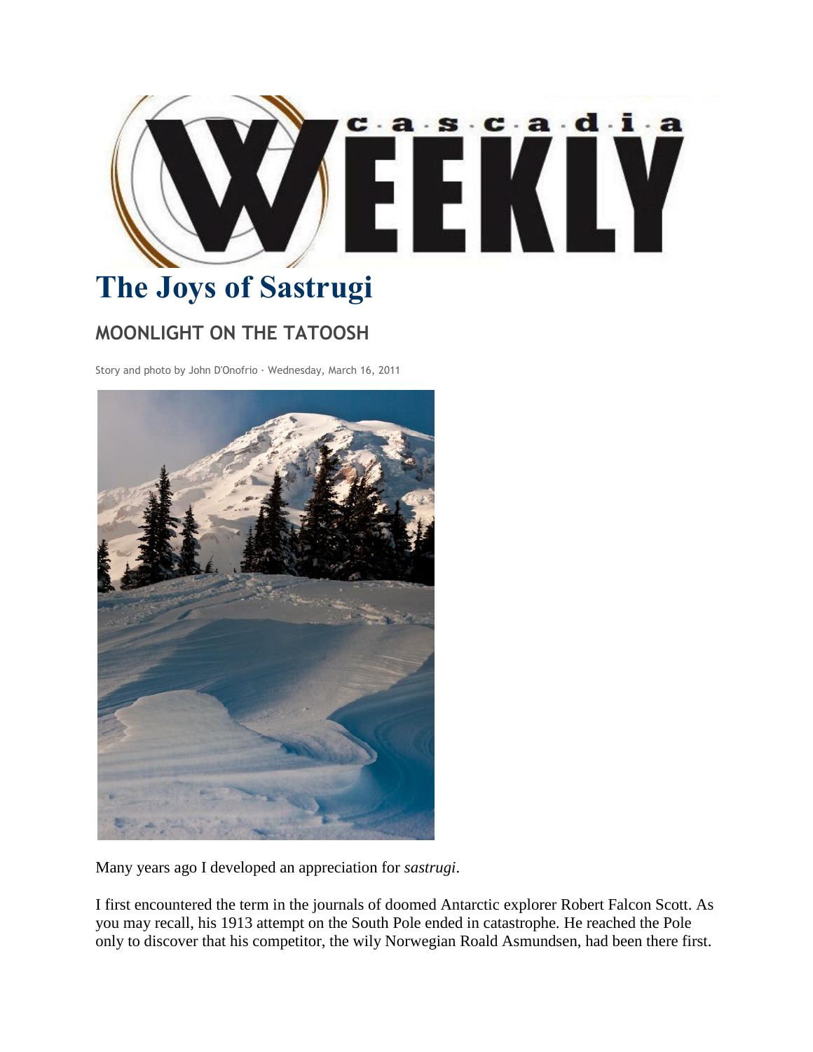# The Joys of Sastrugi

## MOONLIGHT ON THE TATOOSH

Story and photo by John D'Onofrio · Wednesday, March 16, 2011

Many years ago I developed an appreciation for *sastrugi*.

I first encountered the term in the journals of doomed Antarctic explorer Robert Falcon Scott. As you may recall, his 1913 attempt on the South Pole ended in catastrophe. He reached the Pole only to discover that his competitor, the wily Norwegian Roald Asmundsen, had been there first.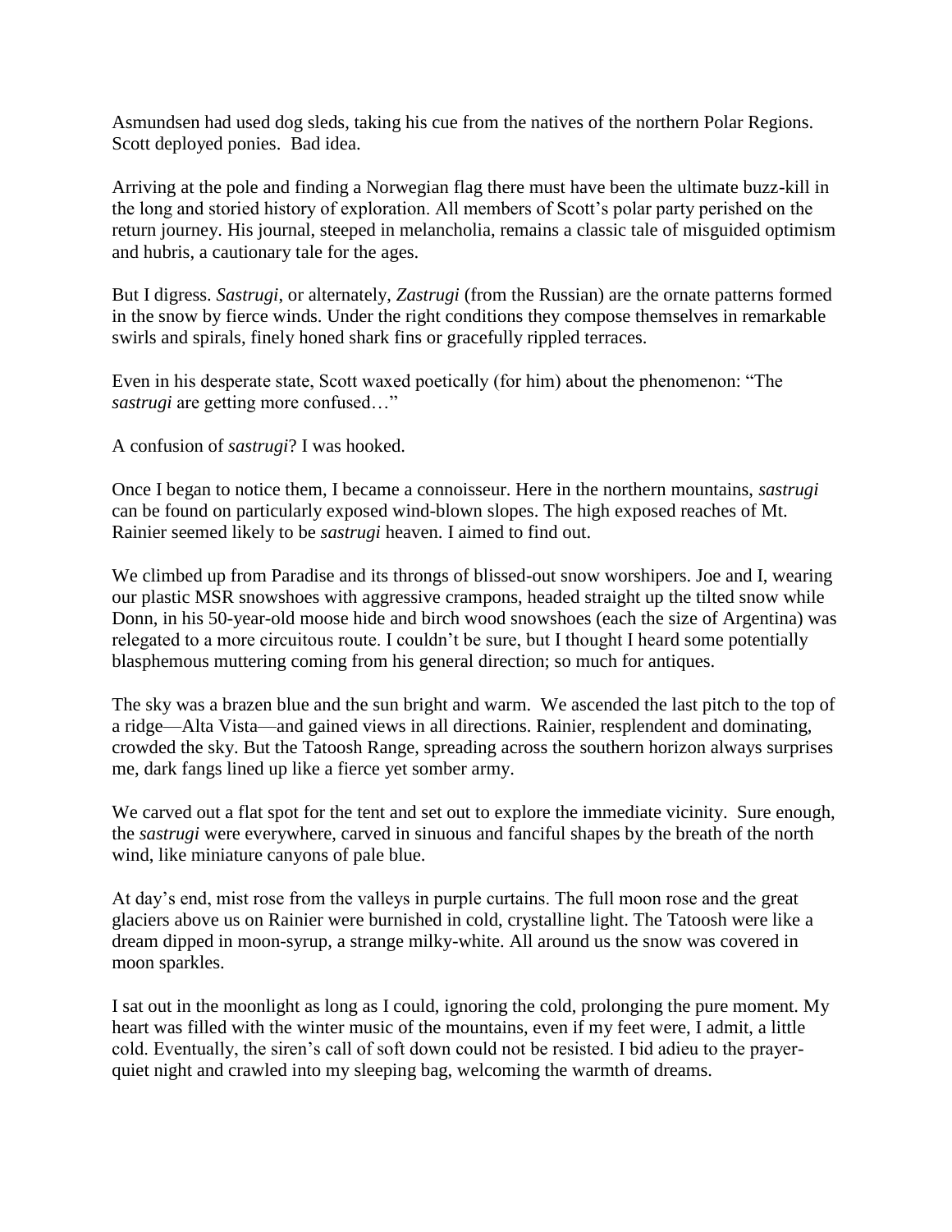Asmundsen had used dog sleds, taking his cue from the natives of the northern Polar Regions. Scott deployed ponies. Bad idea.

Arriving at the pole and finding a Norwegian flag there must have been the ultimate buzz-kill in the long and storied history of exploration. All members of Scott's polar party perished on the return journey. His journal, steeped in melancholia, remains a classic tale of misguided optimism and hubris, a cautionary tale for the ages.

But I digress. *Sastrugi*, or alternately, *Zastrugi* (from the Russian) are the ornate patterns formed in the snow by fierce winds. Under the right conditions they compose themselves in remarkable swirls and spirals, finely honed shark fins or gracefully rippled terraces.

Even in his desperate state, Scott waxed poetically (for him) about the phenomenon: "The *sastrugi* are getting more confused…"

A confusion of *sastrugi*? I was hooked.

Once I began to notice them, I became a connoisseur. Here in the northern mountains, *sastrugi* can be found on particularly exposed wind-blown slopes. The high exposed reaches of Mt. Rainier seemed likely to be *sastrugi* heaven. I aimed to find out.

We climbed up from Paradise and its throngs of blissed-out snow worshipers. Joe and I, wearing our plastic MSR snowshoes with aggressive crampons, headed straight up the tilted snow while Donn, in his 50-year-old moose hide and birch wood snowshoes (each the size of Argentina) was relegated to a more circuitous route. I couldn't be sure, but I thought I heard some potentially blasphemous muttering coming from his general direction; so much for antiques.

The sky was a brazen blue and the sun bright and warm. We ascended the last pitch to the top of a ridge—Alta Vista—and gained views in all directions. Rainier, resplendent and dominating, crowded the sky. But the Tatoosh Range, spreading across the southern horizon always surprises me, dark fangs lined up like a fierce yet somber army.

We carved out a flat spot for the tent and set out to explore the immediate vicinity. Sure enough, the *sastrugi* were everywhere, carved in sinuous and fanciful shapes by the breath of the north wind, like miniature canyons of pale blue.

At day's end, mist rose from the valleys in purple curtains. The full moon rose and the great glaciers above us on Rainier were burnished in cold, crystalline light. The Tatoosh were like a dream dipped in moon-syrup, a strange milky-white. All around us the snow was covered in moon sparkles.

I sat out in the moonlight as long as I could, ignoring the cold, prolonging the pure moment. My heart was filled with the winter music of the mountains, even if my feet were, I admit, a little cold. Eventually, the siren's call of soft down could not be resisted. I bid adieu to the prayer-quiet night and crawled into my sleeping bag, welcoming the warmth of dreams.